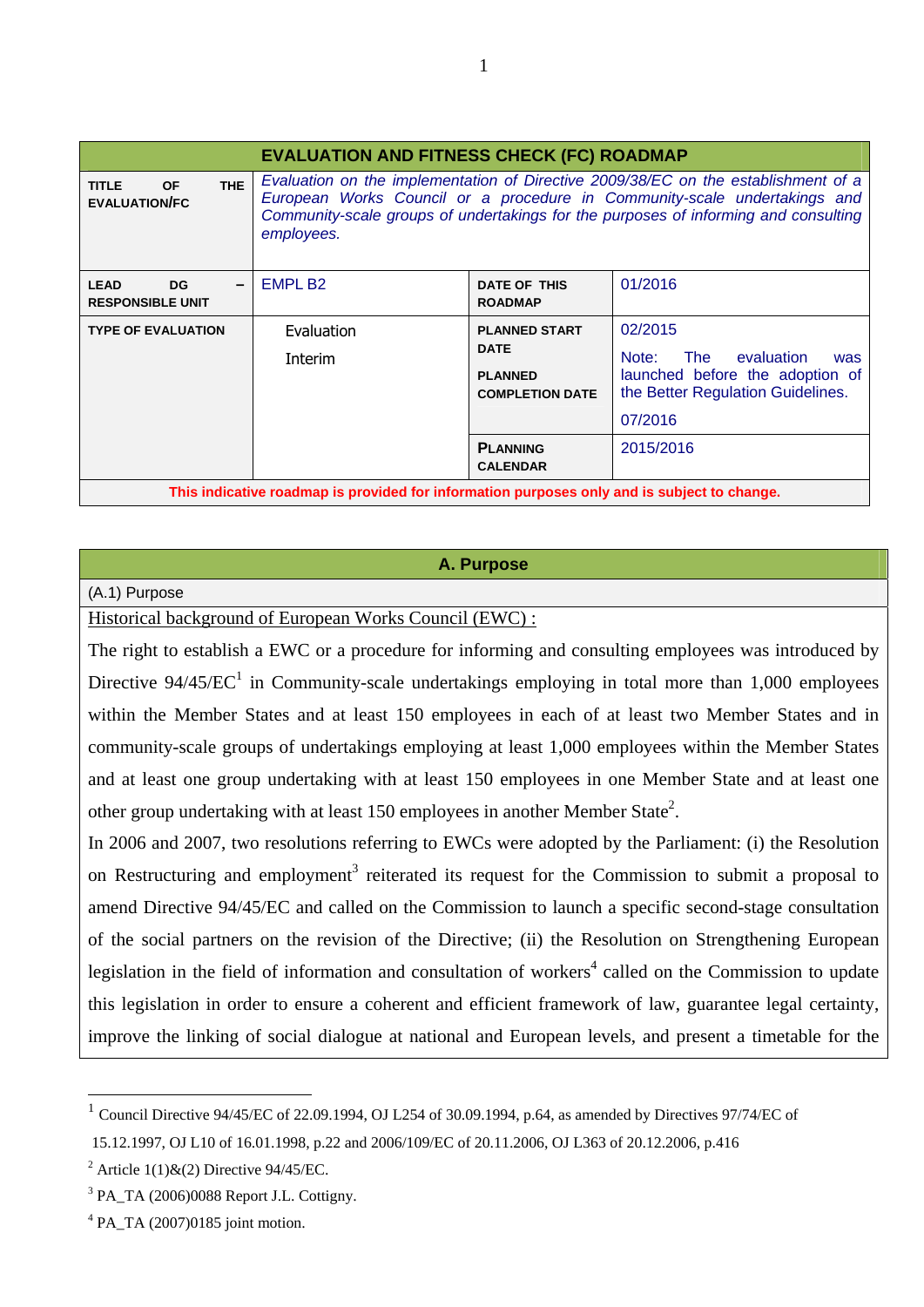| EVALUATION AND FITNESS CHECK (FC) ROADMAP | | | |
|---|---|---|---|
| **TITLE OF THE EVALUATION/FC** | *Evaluation on the implementation of Directive 2009/38/EC on the establishment of a European Works Council or a procedure in Community-scale undertakings and Community-scale groups of undertakings for the purposes of informing and consulting employees.* | | |
| **LEAD DG – RESPONSIBLE UNIT** | EMPL B2 | **DATE OF THIS ROADMAP** | 01/2016 |
| **TYPE OF EVALUATION** | Evaluation<br>Interim | **PLANNED START DATE**<br>**PLANNED COMPLETION DATE** | 02/2015<br>Note: The evaluation was launched before the adoption of the Better Regulation Guidelines.<br>07/2016 |
| | | **PLANNING CALENDAR** | 2015/2016 |
| **This indicative roadmap is provided for information purposes only and is subject to change.** | | | |

## A. Purpose

(A.1) Purpose

Historical background of European Works Council (EWC) :

The right to establish a EWC or a procedure for informing and consulting employees was introduced by Directive 94/45/EC[1] in Community-scale undertakings employing in total more than 1,000 employees within the Member States and at least 150 employees in each of at least two Member States and in community-scale groups of undertakings employing at least 1,000 employees within the Member States and at least one group undertaking with at least 150 employees in one Member State and at least one other group undertaking with at least 150 employees in another Member State[2].

In 2006 and 2007, two resolutions referring to EWCs were adopted by the Parliament: (i) the Resolution on Restructuring and employment[3] reiterated its request for the Commission to submit a proposal to amend Directive 94/45/EC and called on the Commission to launch a specific second-stage consultation of the social partners on the revision of the Directive; (ii) the Resolution on Strengthening European legislation in the field of information and consultation of workers[4] called on the Commission to update this legislation in order to ensure a coherent and efficient framework of law, guarantee legal certainty, improve the linking of social dialogue at national and European levels, and present a timetable for the

---

[1] Council Directive 94/45/EC of 22.09.1994, OJ L254 of 30.09.1994, p.64, as amended by Directives 97/74/EC of 15.12.1997, OJ L10 of 16.01.1998, p.22 and 2006/109/EC of 20.11.2006, OJ L363 of 20.12.2006, p.416

[2] Article 1(1)&(2) Directive 94/45/EC.

[3] PA_TA (2006)0088 Report J.L. Cottigny.

[4] PA_TA (2007)0185 joint motion.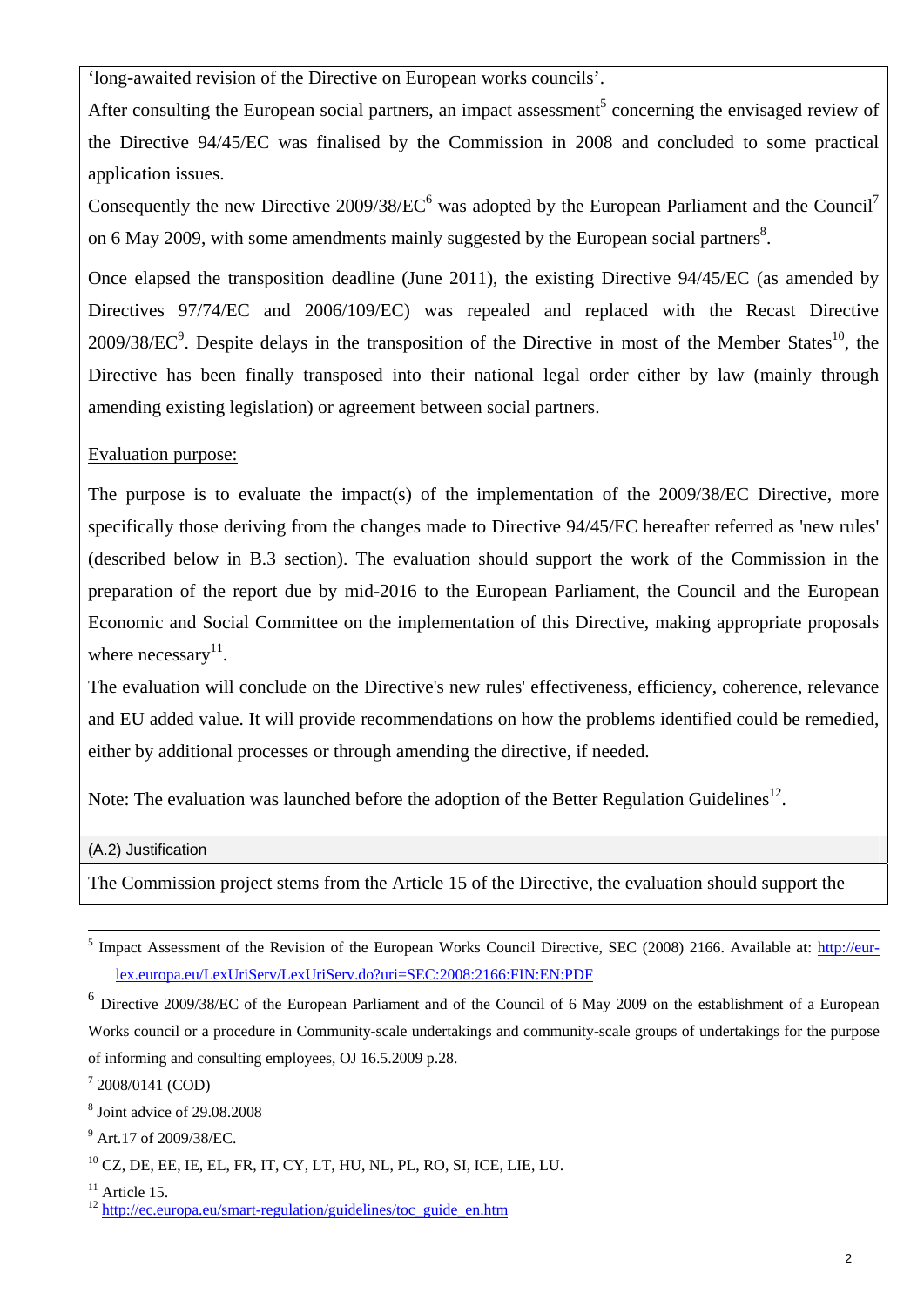'long-awaited revision of the Directive on European works councils'.

After consulting the European social partners, an impact assessment[5] concerning the envisaged review of the Directive 94/45/EC was finalised by the Commission in 2008 and concluded to some practical application issues.

Consequently the new Directive 2009/38/EC[6] was adopted by the European Parliament and the Council[7] on 6 May 2009, with some amendments mainly suggested by the European social partners[8].

Once elapsed the transposition deadline (June 2011), the existing Directive 94/45/EC (as amended by Directives 97/74/EC and 2006/109/EC) was repealed and replaced with the Recast Directive 2009/38/EC[9]. Despite delays in the transposition of the Directive in most of the Member States[10], the Directive has been finally transposed into their national legal order either by law (mainly through amending existing legislation) or agreement between social partners.

Evaluation purpose:

The purpose is to evaluate the impact(s) of the implementation of the 2009/38/EC Directive, more specifically those deriving from the changes made to Directive 94/45/EC hereafter referred as 'new rules' (described below in B.3 section). The evaluation should support the work of the Commission in the preparation of the report due by mid-2016 to the European Parliament, the Council and the European Economic and Social Committee on the implementation of this Directive, making appropriate proposals where necessary[11].

The evaluation will conclude on the Directive's new rules' effectiveness, efficiency, coherence, relevance and EU added value. It will provide recommendations on how the problems identified could be remedied, either by additional processes or through amending the directive, if needed.

Note: The evaluation was launched before the adoption of the Better Regulation Guidelines[12].

(A.2) Justification

The Commission project stems from the Article 15 of the Directive, the evaluation should support the

---

[5] Impact Assessment of the Revision of the European Works Council Directive, SEC (2008) 2166. Available at: http://eur-lex.europa.eu/LexUriServ/LexUriServ.do?uri=SEC:2008:2166:FIN:EN:PDF

[6] Directive 2009/38/EC of the European Parliament and of the Council of 6 May 2009 on the establishment of a European Works council or a procedure in Community-scale undertakings and community-scale groups of undertakings for the purpose of informing and consulting employees, OJ 16.5.2009 p.28.

[7] 2008/0141 (COD)

[8] Joint advice of 29.08.2008

[9] Art.17 of 2009/38/EC.

[10] CZ, DE, EE, IE, EL, FR, IT, CY, LT, HU, NL, PL, RO, SI, ICE, LIE, LU.

[11] Article 15.

[12] http://ec.europa.eu/smart-regulation/guidelines/toc_guide_en.htm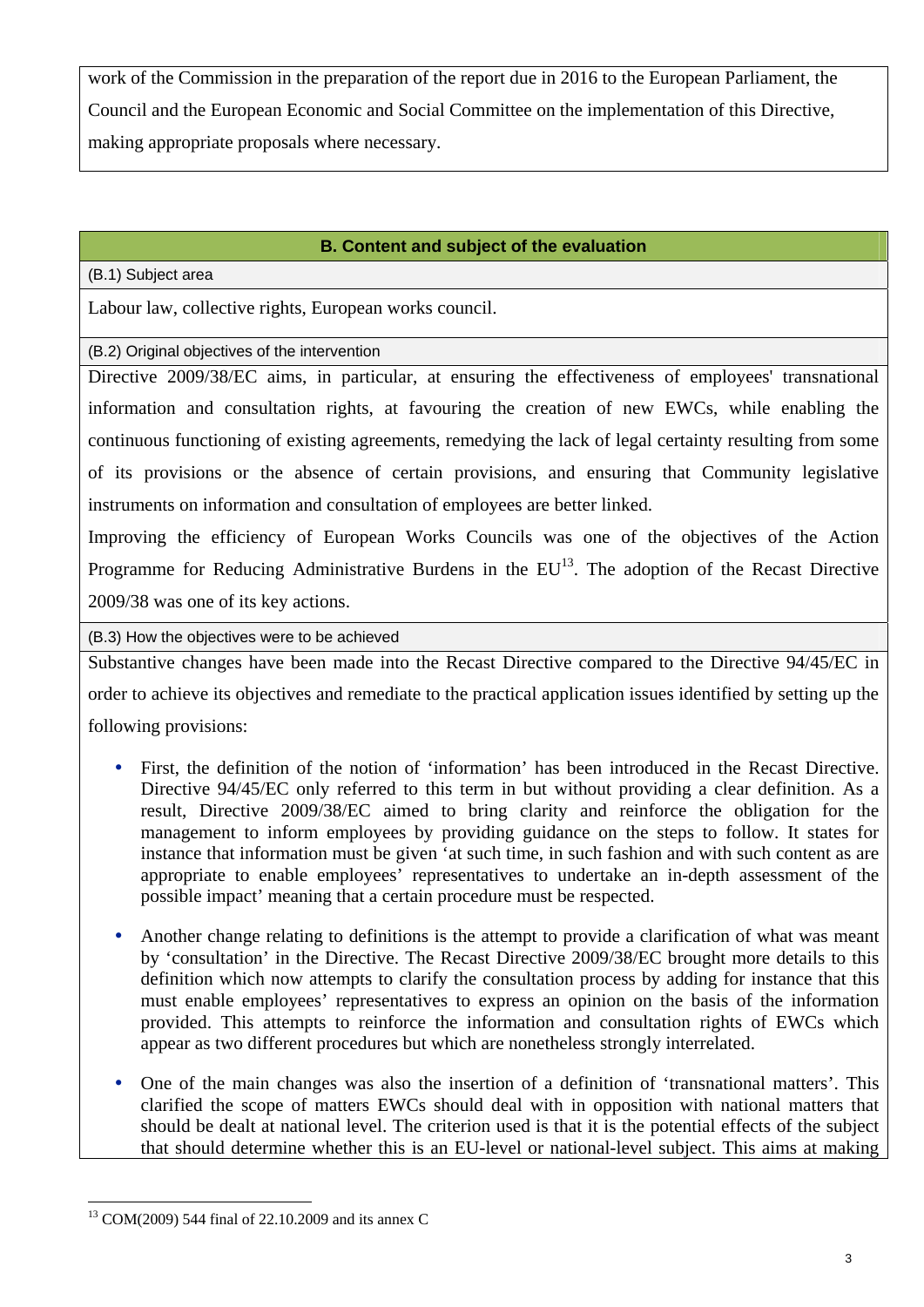work of the Commission in the preparation of the report due in 2016 to the European Parliament, the Council and the European Economic and Social Committee on the implementation of this Directive, making appropriate proposals where necessary.

## B. Content and subject of the evaluation

(B.1) Subject area

Labour law, collective rights, European works council.

(B.2) Original objectives of the intervention

Directive 2009/38/EC aims, in particular, at ensuring the effectiveness of employees' transnational information and consultation rights, at favouring the creation of new EWCs, while enabling the continuous functioning of existing agreements, remedying the lack of legal certainty resulting from some of its provisions or the absence of certain provisions, and ensuring that Community legislative instruments on information and consultation of employees are better linked.

Improving the efficiency of European Works Councils was one of the objectives of the Action Programme for Reducing Administrative Burdens in the EU[13]. The adoption of the Recast Directive 2009/38 was one of its key actions.

(B.3) How the objectives were to be achieved

Substantive changes have been made into the Recast Directive compared to the Directive 94/45/EC in order to achieve its objectives and remediate to the practical application issues identified by setting up the following provisions:

- First, the definition of the notion of 'information' has been introduced in the Recast Directive. Directive 94/45/EC only referred to this term in but without providing a clear definition. As a result, Directive 2009/38/EC aimed to bring clarity and reinforce the obligation for the management to inform employees by providing guidance on the steps to follow. It states for instance that information must be given 'at such time, in such fashion and with such content as are appropriate to enable employees' representatives to undertake an in-depth assessment of the possible impact' meaning that a certain procedure must be respected.

- Another change relating to definitions is the attempt to provide a clarification of what was meant by 'consultation' in the Directive. The Recast Directive 2009/38/EC brought more details to this definition which now attempts to clarify the consultation process by adding for instance that this must enable employees' representatives to express an opinion on the basis of the information provided. This attempts to reinforce the information and consultation rights of EWCs which appear as two different procedures but which are nonetheless strongly interrelated.

- One of the main changes was also the insertion of a definition of 'transnational matters'. This clarified the scope of matters EWCs should deal with in opposition with national matters that should be dealt at national level. The criterion used is that it is the potential effects of the subject that should determine whether this is an EU-level or national-level subject. This aims at making

[13] COM(2009) 544 final of 22.10.2009 and its annex C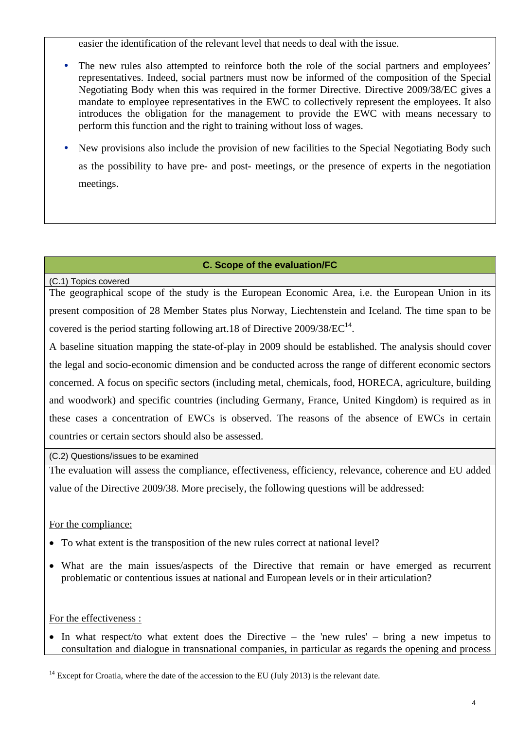easier the identification of the relevant level that needs to deal with the issue.

- The new rules also attempted to reinforce both the role of the social partners and employees' representatives. Indeed, social partners must now be informed of the composition of the Special Negotiating Body when this was required in the former Directive. Directive 2009/38/EC gives a mandate to employee representatives in the EWC to collectively represent the employees. It also introduces the obligation for the management to provide the EWC with means necessary to perform this function and the right to training without loss of wages.
- New provisions also include the provision of new facilities to the Special Negotiating Body such as the possibility to have pre- and post- meetings, or the presence of experts in the negotiation meetings.

## C. Scope of the evaluation/FC

(C.1) Topics covered

The geographical scope of the study is the European Economic Area, i.e. the European Union in its present composition of 28 Member States plus Norway, Liechtenstein and Iceland. The time span to be covered is the period starting following art.18 of Directive 2009/38/EC[14].

A baseline situation mapping the state-of-play in 2009 should be established. The analysis should cover the legal and socio-economic dimension and be conducted across the range of different economic sectors concerned. A focus on specific sectors (including metal, chemicals, food, HORECA, agriculture, building and woodwork) and specific countries (including Germany, France, United Kingdom) is required as in these cases a concentration of EWCs is observed. The reasons of the absence of EWCs in certain countries or certain sectors should also be assessed.

(C.2) Questions/issues to be examined

The evaluation will assess the compliance, effectiveness, efficiency, relevance, coherence and EU added value of the Directive 2009/38. More precisely, the following questions will be addressed:

For the compliance:

- To what extent is the transposition of the new rules correct at national level?
- What are the main issues/aspects of the Directive that remain or have emerged as recurrent problematic or contentious issues at national and European levels or in their articulation?

For the effectiveness :

- In what respect/to what extent does the Directive – the 'new rules' – bring a new impetus to consultation and dialogue in transnational companies, in particular as regards the opening and process

[14] Except for Croatia, where the date of the accession to the EU (July 2013) is the relevant date.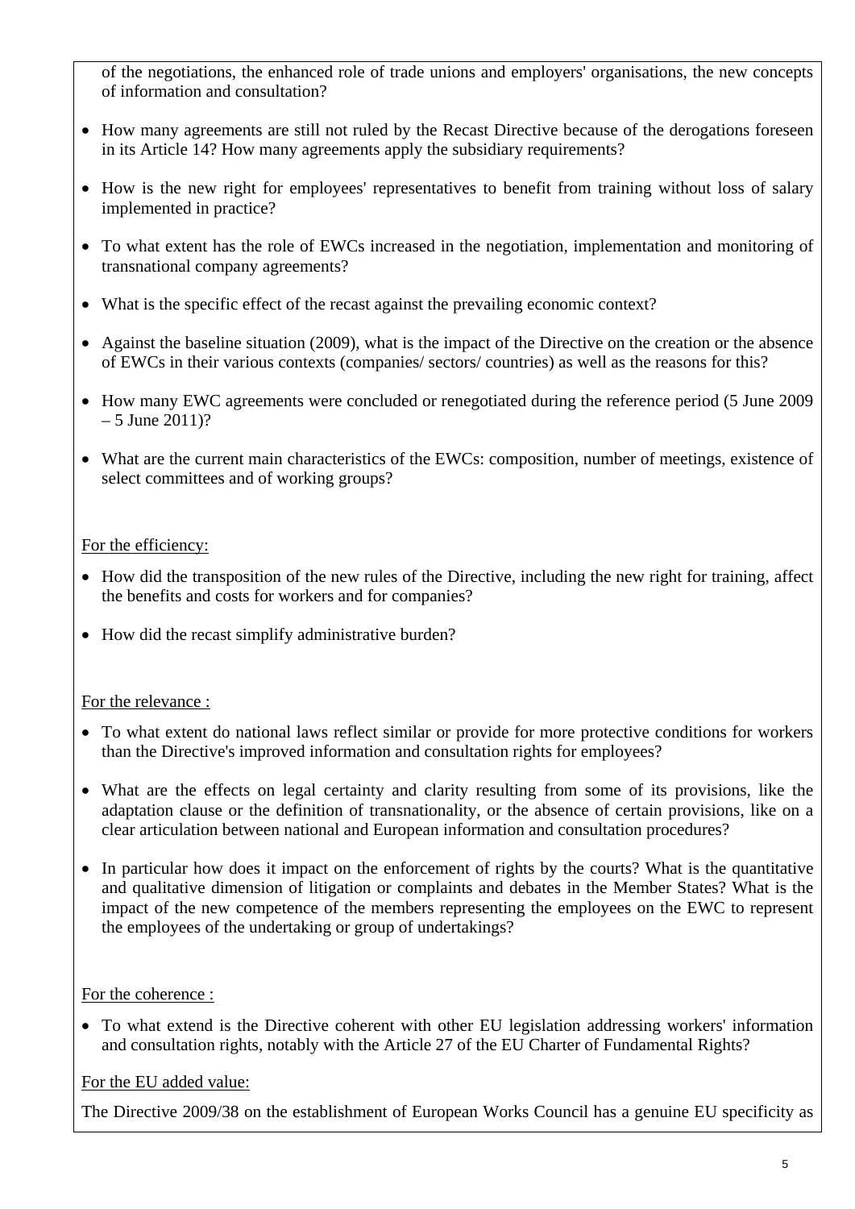of the negotiations, the enhanced role of trade unions and employers' organisations, the new concepts of information and consultation?

- How many agreements are still not ruled by the Recast Directive because of the derogations foreseen in its Article 14? How many agreements apply the subsidiary requirements?
- How is the new right for employees' representatives to benefit from training without loss of salary implemented in practice?
- To what extent has the role of EWCs increased in the negotiation, implementation and monitoring of transnational company agreements?
- What is the specific effect of the recast against the prevailing economic context?
- Against the baseline situation (2009), what is the impact of the Directive on the creation or the absence of EWCs in their various contexts (companies/ sectors/ countries) as well as the reasons for this?
- How many EWC agreements were concluded or renegotiated during the reference period (5 June 2009 – 5 June 2011)?
- What are the current main characteristics of the EWCs: composition, number of meetings, existence of select committees and of working groups?

<u>For the efficiency:</u>

- How did the transposition of the new rules of the Directive, including the new right for training, affect the benefits and costs for workers and for companies?
- How did the recast simplify administrative burden?

<u>For the relevance :</u>

- To what extent do national laws reflect similar or provide for more protective conditions for workers than the Directive's improved information and consultation rights for employees?
- What are the effects on legal certainty and clarity resulting from some of its provisions, like the adaptation clause or the definition of transnationality, or the absence of certain provisions, like on a clear articulation between national and European information and consultation procedures?
- In particular how does it impact on the enforcement of rights by the courts? What is the quantitative and qualitative dimension of litigation or complaints and debates in the Member States? What is the impact of the new competence of the members representing the employees on the EWC to represent the employees of the undertaking or group of undertakings?

<u>For the coherence :</u>

- To what extend is the Directive coherent with other EU legislation addressing workers' information and consultation rights, notably with the Article 27 of the EU Charter of Fundamental Rights?

<u>For the EU added value:</u>

The Directive 2009/38 on the establishment of European Works Council has a genuine EU specificity as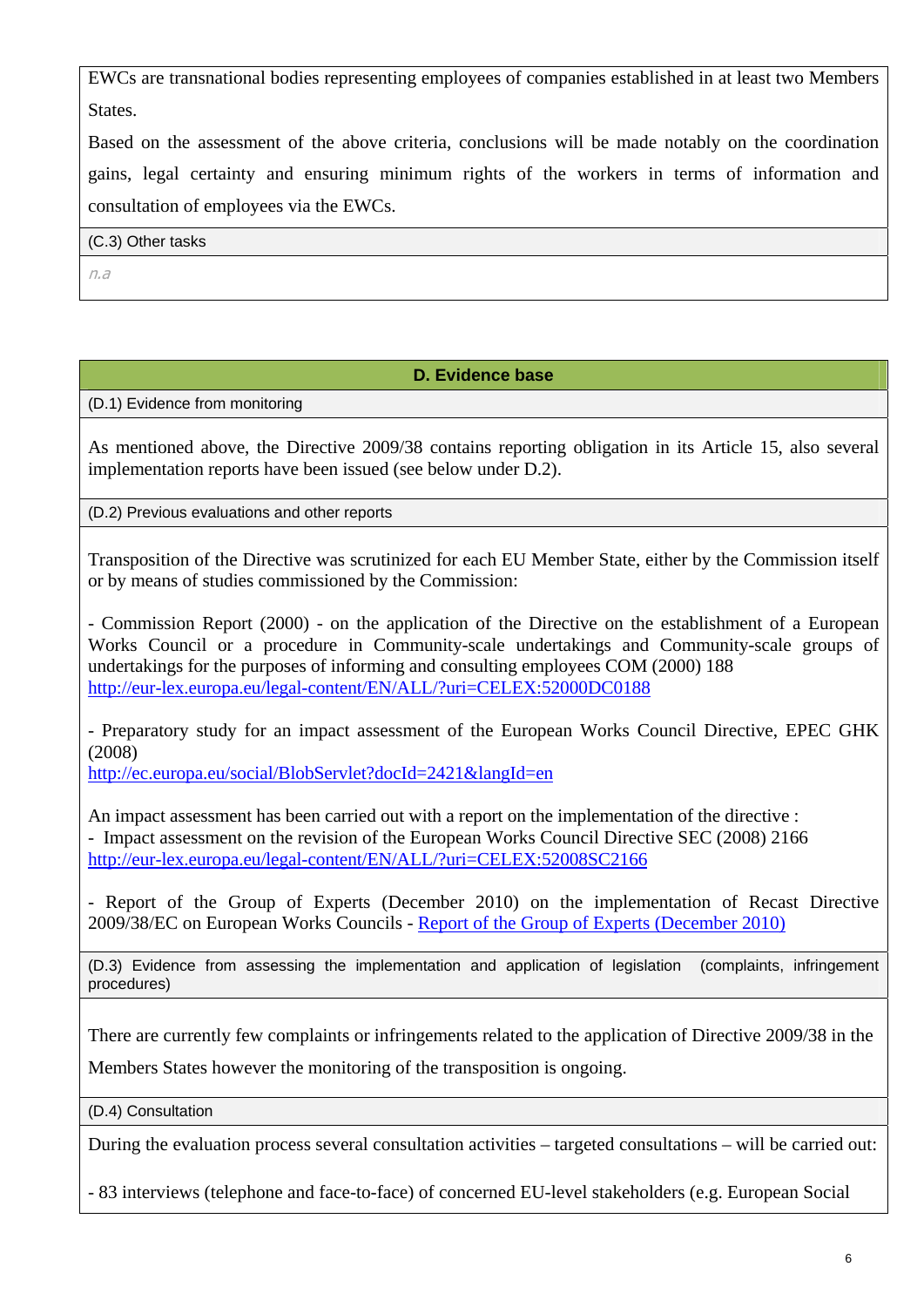EWCs are transnational bodies representing employees of companies established in at least two Members States.

Based on the assessment of the above criteria, conclusions will be made notably on the coordination gains, legal certainty and ensuring minimum rights of the workers in terms of information and consultation of employees via the EWCs.

(C.3) Other tasks

*n.a*

## D. Evidence base

(D.1) Evidence from monitoring

As mentioned above, the Directive 2009/38 contains reporting obligation in its Article 15, also several implementation reports have been issued (see below under D.2).

(D.2) Previous evaluations and other reports

Transposition of the Directive was scrutinized for each EU Member State, either by the Commission itself or by means of studies commissioned by the Commission:

- Commission Report (2000) - on the application of the Directive on the establishment of a European Works Council or a procedure in Community-scale undertakings and Community-scale groups of undertakings for the purposes of informing and consulting employees COM (2000) 188
[http://eur-lex.europa.eu/legal-content/EN/ALL/?uri=CELEX:52000DC0188](http://eur-lex.europa.eu/legal-content/EN/ALL/?uri=CELEX:52000DC0188)

- Preparatory study for an impact assessment of the European Works Council Directive, EPEC GHK (2008)
[http://ec.europa.eu/social/BlobServlet?docId=2421&langId=en](http://ec.europa.eu/social/BlobServlet?docId=2421&langId=en)

An impact assessment has been carried out with a report on the implementation of the directive :
- Impact assessment on the revision of the European Works Council Directive SEC (2008) 2166
[http://eur-lex.europa.eu/legal-content/EN/ALL/?uri=CELEX:52008SC2166](http://eur-lex.europa.eu/legal-content/EN/ALL/?uri=CELEX:52008SC2166)

- Report of the Group of Experts (December 2010) on the implementation of Recast Directive 2009/38/EC on European Works Councils - Report of the Group of Experts (December 2010)

(D.3) Evidence from assessing the implementation and application of legislation (complaints, infringement procedures)

There are currently few complaints or infringements related to the application of Directive 2009/38 in the Members States however the monitoring of the transposition is ongoing.

(D.4) Consultation

During the evaluation process several consultation activities – targeted consultations – will be carried out:

- 83 interviews (telephone and face-to-face) of concerned EU-level stakeholders (e.g. European Social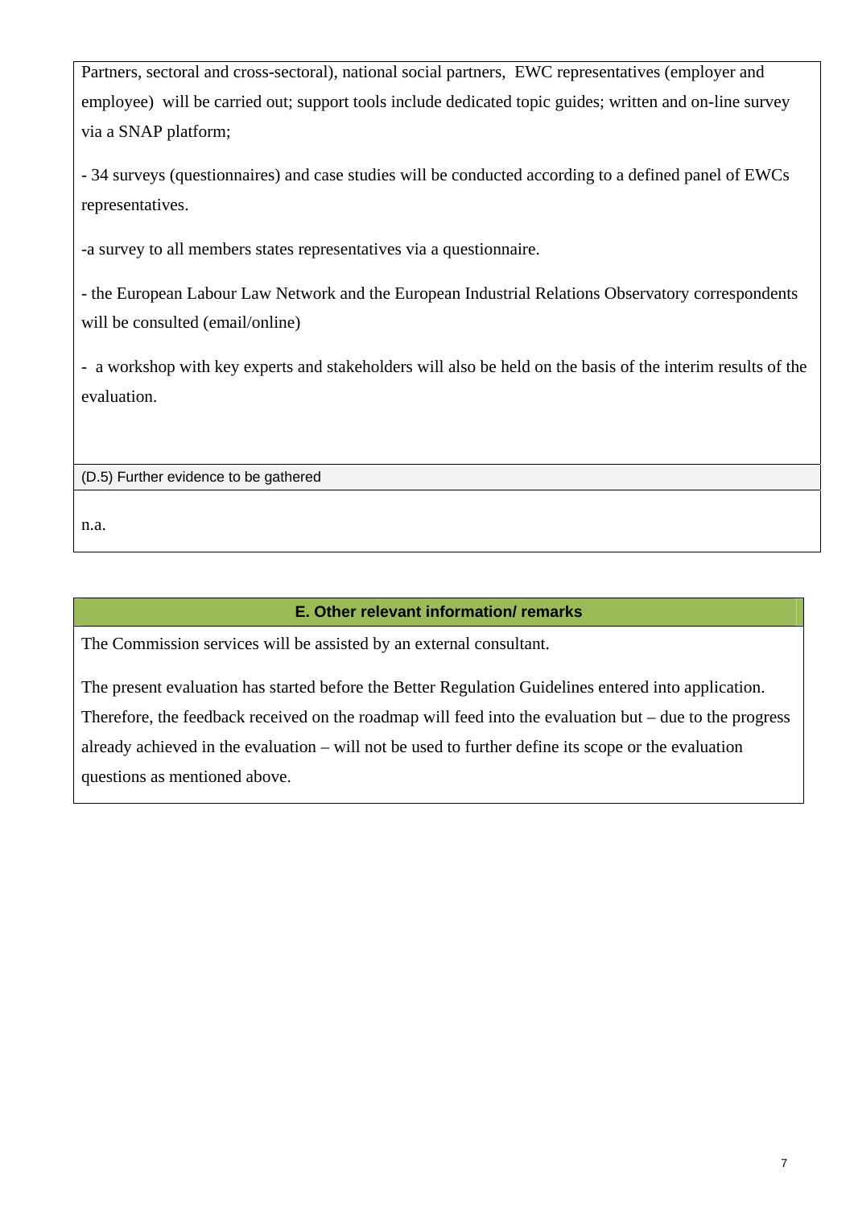Partners, sectoral and cross-sectoral), national social partners, EWC representatives (employer and employee) will be carried out; support tools include dedicated topic guides; written and on-line survey via a SNAP platform;

- 34 surveys (questionnaires) and case studies will be conducted according to a defined panel of EWCs representatives.

-a survey to all members states representatives via a questionnaire.

- the European Labour Law Network and the European Industrial Relations Observatory correspondents will be consulted (email/online)

- a workshop with key experts and stakeholders will also be held on the basis of the interim results of the evaluation.

(D.5) Further evidence to be gathered

n.a.

## E. Other relevant information/ remarks

The Commission services will be assisted by an external consultant.

The present evaluation has started before the Better Regulation Guidelines entered into application. Therefore, the feedback received on the roadmap will feed into the evaluation but – due to the progress already achieved in the evaluation – will not be used to further define its scope or the evaluation questions as mentioned above.